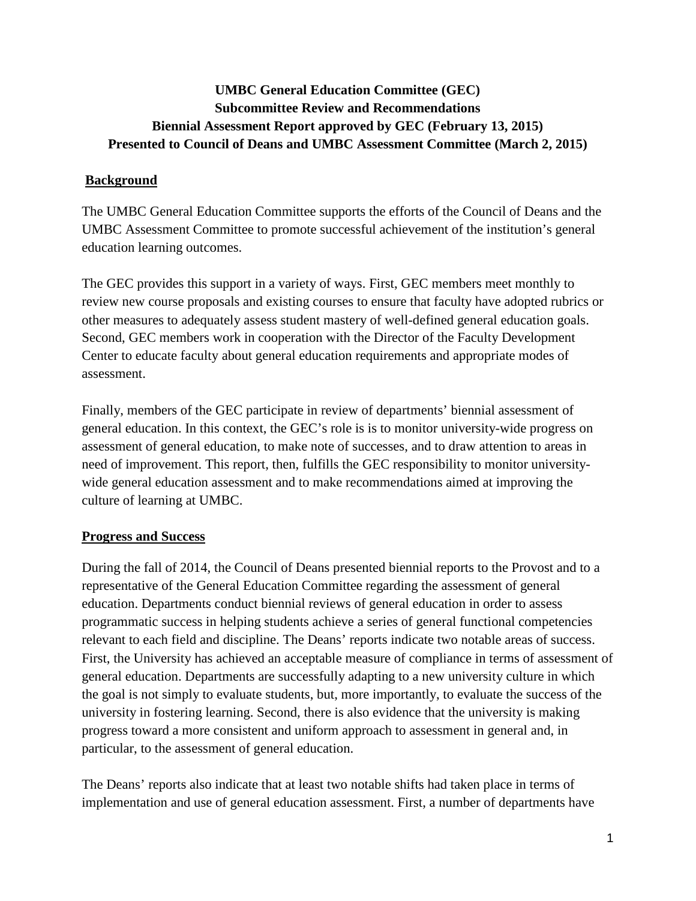**UMBC General Education Committee (GEC)**
**Subcommittee Review and Recommendations**
**Biennial Assessment Report approved by GEC (February 13, 2015)**
**Presented to Council of Deans and UMBC Assessment Committee (March 2, 2015)**

## Background

The UMBC General Education Committee supports the efforts of the Council of Deans and the UMBC Assessment Committee to promote successful achievement of the institution's general education learning outcomes.

The GEC provides this support in a variety of ways. First, GEC members meet monthly to review new course proposals and existing courses to ensure that faculty have adopted rubrics or other measures to adequately assess student mastery of well-defined general education goals. Second, GEC members work in cooperation with the Director of the Faculty Development Center to educate faculty about general education requirements and appropriate modes of assessment.

Finally, members of the GEC participate in review of departments' biennial assessment of general education. In this context, the GEC's role is is to monitor university-wide progress on assessment of general education, to make note of successes, and to draw attention to areas in need of improvement. This report, then, fulfills the GEC responsibility to monitor university-wide general education assessment and to make recommendations aimed at improving the culture of learning at UMBC.

## Progress and Success

During the fall of 2014, the Council of Deans presented biennial reports to the Provost and to a representative of the General Education Committee regarding the assessment of general education. Departments conduct biennial reviews of general education in order to assess programmatic success in helping students achieve a series of general functional competencies relevant to each field and discipline. The Deans' reports indicate two notable areas of success. First, the University has achieved an acceptable measure of compliance in terms of assessment of general education. Departments are successfully adapting to a new university culture in which the goal is not simply to evaluate students, but, more importantly, to evaluate the success of the university in fostering learning. Second, there is also evidence that the university is making progress toward a more consistent and uniform approach to assessment in general and, in particular, to the assessment of general education.

The Deans' reports also indicate that at least two notable shifts had taken place in terms of implementation and use of general education assessment. First, a number of departments have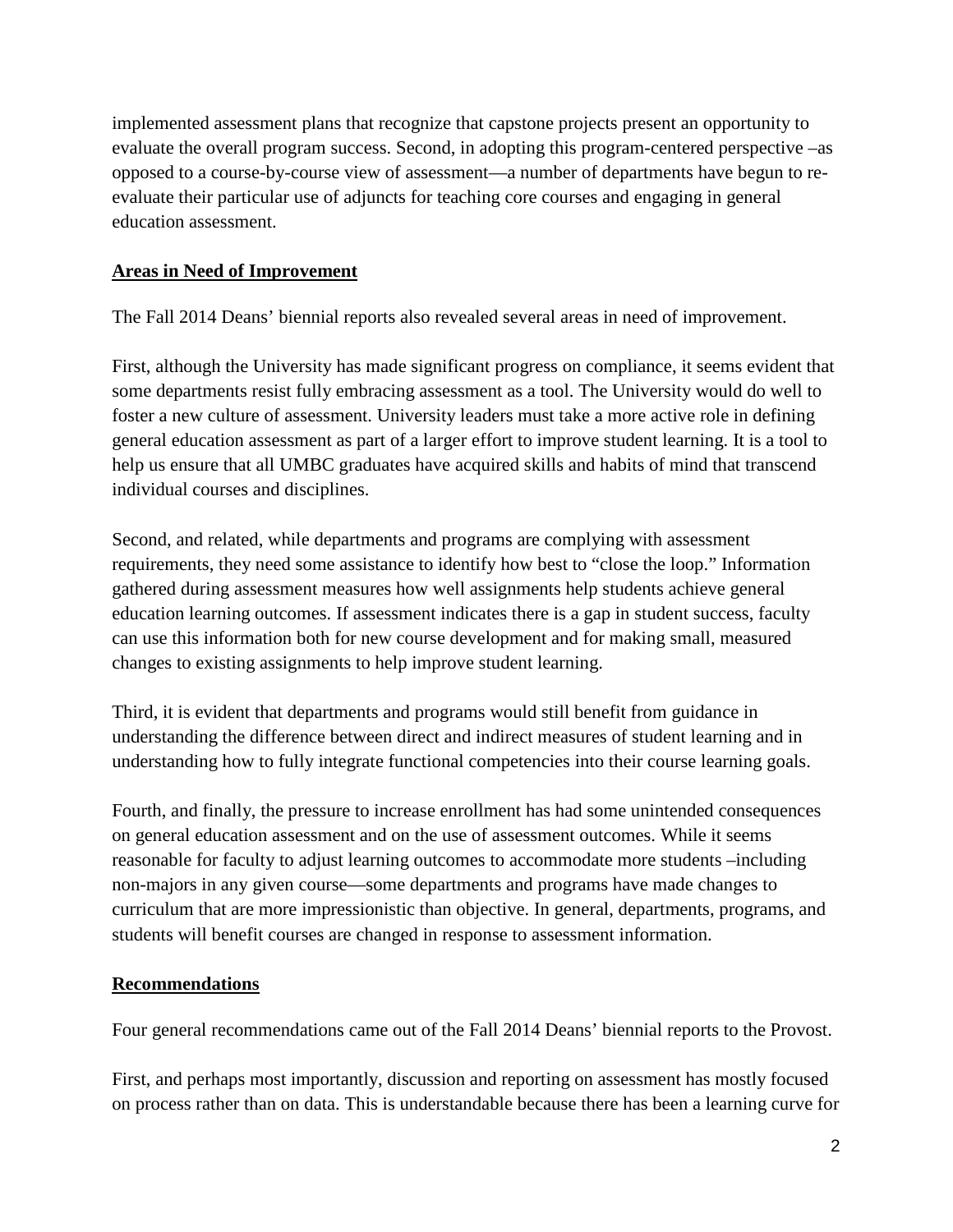implemented assessment plans that recognize that capstone projects present an opportunity to evaluate the overall program success. Second, in adopting this program-centered perspective –as opposed to a course-by-course view of assessment—a number of departments have begun to re-evaluate their particular use of adjuncts for teaching core courses and engaging in general education assessment.

**Areas in Need of Improvement**

The Fall 2014 Deans' biennial reports also revealed several areas in need of improvement.

First, although the University has made significant progress on compliance, it seems evident that some departments resist fully embracing assessment as a tool. The University would do well to foster a new culture of assessment. University leaders must take a more active role in defining general education assessment as part of a larger effort to improve student learning. It is a tool to help us ensure that all UMBC graduates have acquired skills and habits of mind that transcend individual courses and disciplines.

Second, and related, while departments and programs are complying with assessment requirements, they need some assistance to identify how best to "close the loop." Information gathered during assessment measures how well assignments help students achieve general education learning outcomes. If assessment indicates there is a gap in student success, faculty can use this information both for new course development and for making small, measured changes to existing assignments to help improve student learning.

Third, it is evident that departments and programs would still benefit from guidance in understanding the difference between direct and indirect measures of student learning and in understanding how to fully integrate functional competencies into their course learning goals.

Fourth, and finally, the pressure to increase enrollment has had some unintended consequences on general education assessment and on the use of assessment outcomes. While it seems reasonable for faculty to adjust learning outcomes to accommodate more students –including non-majors in any given course—some departments and programs have made changes to curriculum that are more impressionistic than objective. In general, departments, programs, and students will benefit courses are changed in response to assessment information.

**Recommendations**

Four general recommendations came out of the Fall 2014 Deans' biennial reports to the Provost.

First, and perhaps most importantly, discussion and reporting on assessment has mostly focused on process rather than on data. This is understandable because there has been a learning curve for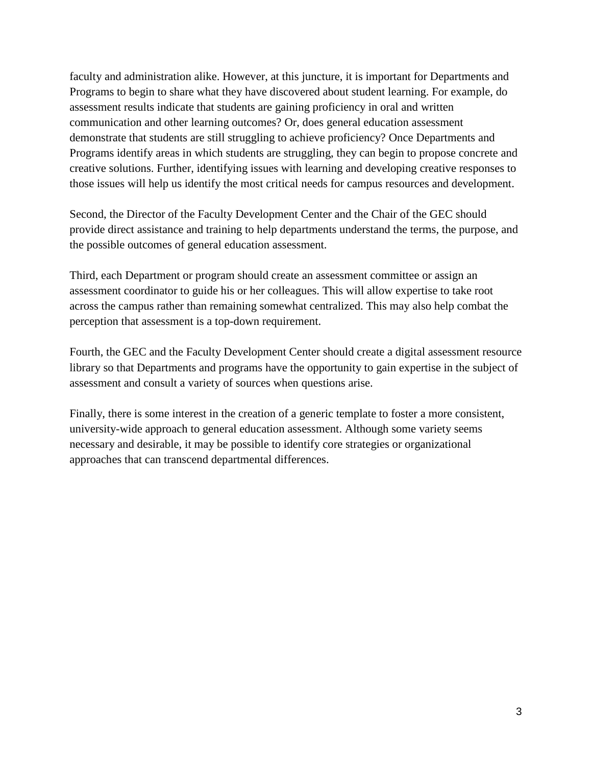faculty and administration alike. However, at this juncture, it is important for Departments and Programs to begin to share what they have discovered about student learning. For example, do assessment results indicate that students are gaining proficiency in oral and written communication and other learning outcomes? Or, does general education assessment demonstrate that students are still struggling to achieve proficiency? Once Departments and Programs identify areas in which students are struggling, they can begin to propose concrete and creative solutions. Further, identifying issues with learning and developing creative responses to those issues will help us identify the most critical needs for campus resources and development.

Second, the Director of the Faculty Development Center and the Chair of the GEC should provide direct assistance and training to help departments understand the terms, the purpose, and the possible outcomes of general education assessment.

Third, each Department or program should create an assessment committee or assign an assessment coordinator to guide his or her colleagues. This will allow expertise to take root across the campus rather than remaining somewhat centralized. This may also help combat the perception that assessment is a top-down requirement.

Fourth, the GEC and the Faculty Development Center should create a digital assessment resource library so that Departments and programs have the opportunity to gain expertise in the subject of assessment and consult a variety of sources when questions arise.

Finally, there is some interest in the creation of a generic template to foster a more consistent, university-wide approach to general education assessment. Although some variety seems necessary and desirable, it may be possible to identify core strategies or organizational approaches that can transcend departmental differences.